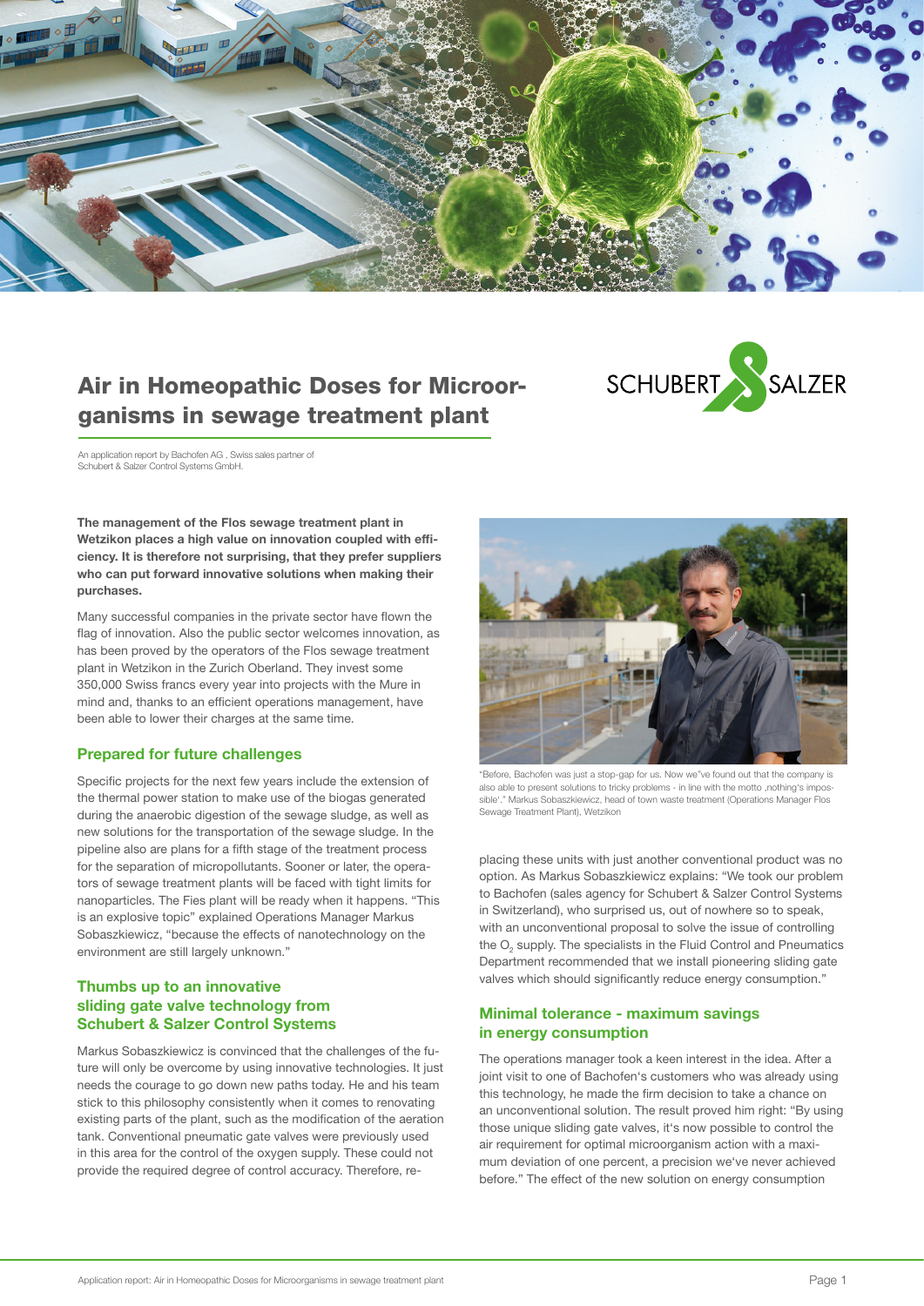# Air in Homeopathic Doses for Microorganisms in sewage treatment plant

An application report by Bachofen AG , Swiss sales partner of Schubert & Salzer Control Systems GmbH.

**The management of the Flos sewage treatment plant in Wetzikon places a high value on innovation coupled with efficiency. It is therefore not surprising, that they prefer suppliers who can put forward innovative solutions when making their purchases.**

Many successful companies in the private sector have flown the flag of innovation. Also the public sector welcomes innovation, as has been proved by the operators of the Flos sewage treatment plant in Wetzikon in the Zurich Oberland. They invest some 350,000 Swiss francs every year into projects with the Mure in mind and, thanks to an efficient operations management, have been able to lower their charges at the same time.

## Prepared for future challenges

Specific projects for the next few years include the extension of the thermal power station to make use of the biogas generated during the anaerobic digestion of the sewage sludge, as well as new solutions for the transportation of the sewage sludge. In the pipeline also are plans for a fifth stage of the treatment process for the separation of micropollutants. Sooner or later, the operators of sewage treatment plants will be faced with tight limits for nanoparticles. The Fies plant will be ready when it happens. "This is an explosive topic" explained Operations Manager Markus Sobaszkiewicz, "because the effects of nanotechnology on the environment are still largely unknown."

## Thumbs up to an innovative sliding gate valve technology from Schubert & Salzer Control Systems

Markus Sobaszkiewicz is convinced that the challenges of the future will only be overcome by using innovative technologies. It just needs the courage to go down new paths today. He and his team stick to this philosophy consistently when it comes to renovating existing parts of the plant, such as the modification of the aeration tank. Conventional pneumatic gate valves were previously used in this area for the control of the oxygen supply. These could not provide the required degree of control accuracy. Therefore, replacing these units with just another conventional product was no option. As Markus Sobaszkiewicz explains: "We took our problem to Bachofen (sales agency for Schubert & Salzer Control Systems in Switzerland), who surprised us, out of nowhere so to speak, with an unconventional proposal to solve the issue of controlling the $O_2$ supply. The specialists in the Fluid Control and Pneumatics Department recommended that we install pioneering sliding gate valves which should significantly reduce energy consumption."

"Before, Bachofen was just a stop-gap for us. Now we"ve found out that the company is also able to present solutions to tricky problems - in line with the motto ‚nothing's impossible'." Markus Sobaszkiewicz, head of town waste treatment (Operations Manager Flos Sewage Treatment Plant), Wetzikon

## Minimal tolerance - maximum savings in energy consumption

The operations manager took a keen interest in the idea. After a joint visit to one of Bachofen's customers who was already using this technology, he made the firm decision to take a chance on an unconventional solution. The result proved him right: "By using those unique sliding gate valves, it's now possible to control the air requirement for optimal microorganism action with a maximum deviation of one percent, a precision we've never achieved before." The effect of the new solution on energy consumption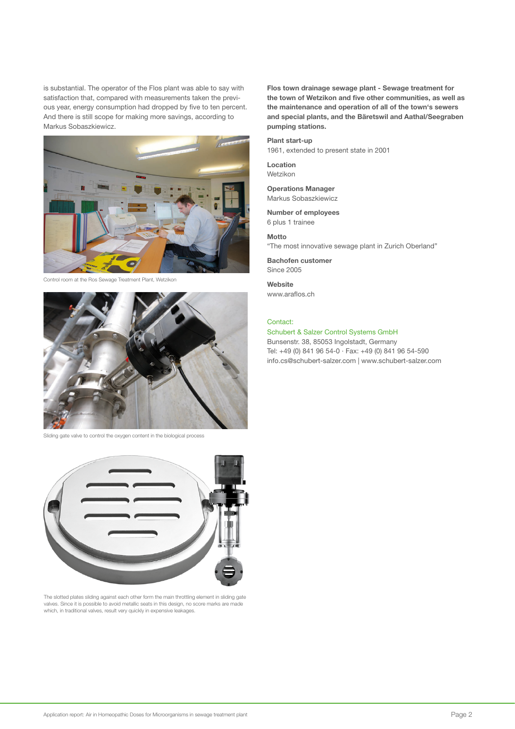is substantial. The operator of the Flos plant was able to say with satisfaction that, compared with measurements taken the previous year, energy consumption had dropped by five to ten percent. And there is still scope for making more savings, according to Markus Sobaszkiewicz.

Control room at the Ros Sewage Treatment Plant, Wetzikon

Sliding gate valve to control the oxygen content in the biological process

The slotted plates sliding against each other form the main throttling element in sliding gate valves. Since it is possible to avoid metallic seats in this design, no score marks are made which, in traditional valves, result very quickly in expensive leakages.

**Flos town drainage sewage plant - Sewage treatment for the town of Wetzikon and five other communities, as well as the maintenance and operation of all of the town's sewers and special plants, and the Bäretswil and Aathal/Seegraben pumping stations.**

**Plant start-up**
1961, extended to present state in 2001

**Location**
Wetzikon

**Operations Manager**
Markus Sobaszkiewicz

**Number of employees**
6 plus 1 trainee

**Motto**
"The most innovative sewage plant in Zurich Oberland"

**Bachofen customer**
Since 2005

**Website**
www.araflos.ch

Contact:
Schubert & Salzer Control Systems GmbH
Bunsenstr. 38, 85053 Ingolstadt, Germany
Tel: +49 (0) 841 96 54-0 · Fax: +49 (0) 841 96 54-590
info.cs@schubert-salzer.com | www.schubert-salzer.com